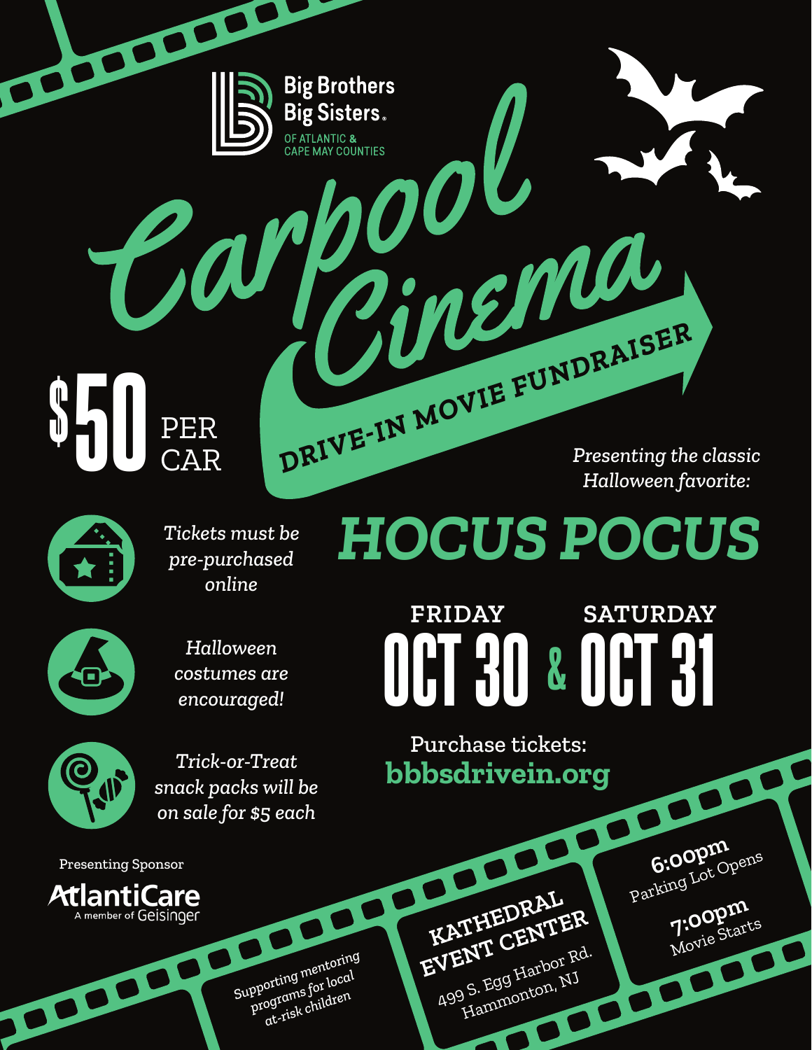Big Brothers Big Sisters.
OF ATLANTIC & CAPE MAY COUNTIES

# Carpool Cinema

## DRIVE-IN MOVIE FUNDRAISER

**$50** PER CAR

*Tickets must be pre-purchased online*

*Halloween costumes are encouraged!*

*Trick-or-Treat snack packs will be on sale for $5 each*

*Presenting the classic Halloween favorite:*

# *HOCUS POCUS*

**FRIDAY OCT 30 & SATURDAY OCT 31**

Purchase tickets:
**bbbsdrivein.org**

Presenting Sponsor
AtlantiCare
A member of Geisinger

*Supporting mentoring programs for local at-risk children*

**KATHEDRAL EVENT CENTER**
499 S. Egg Harbor Rd.
Hammonton, NJ

**6:00pm** Parking Lot Opens

**7:00pm** Movie Starts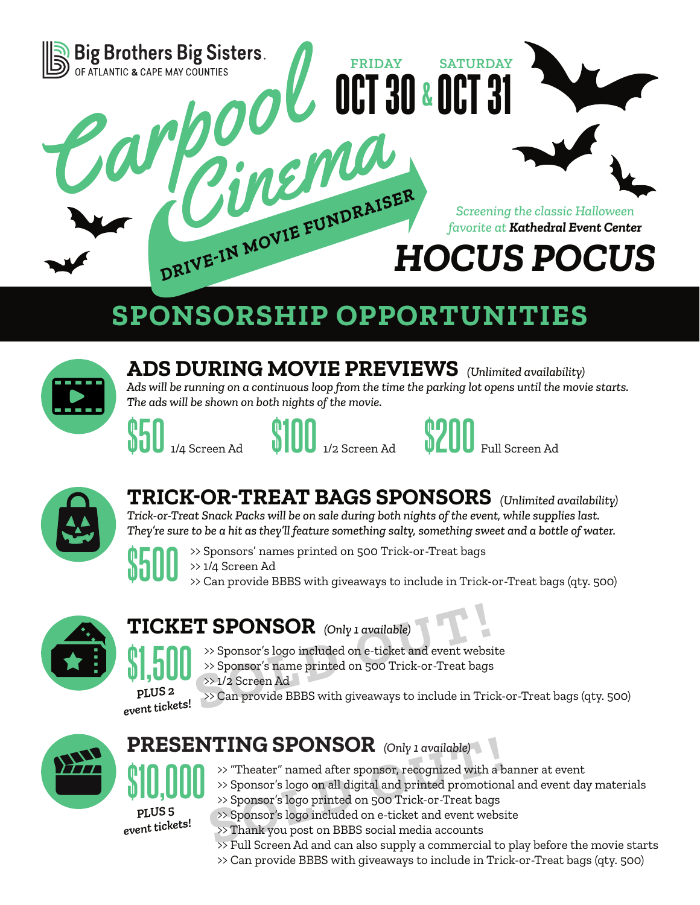Big Brothers Big Sisters.
OF ATLANTIC & CAPE MAY COUNTIES

# Carpool Cinema

DRIVE-IN MOVIE FUNDRAISER

FRIDAY **OCT 30** & SATURDAY **OCT 31**

*Screening the classic Halloween favorite at* ***Kathedral Event Center***

# *HOCUS POCUS*

## SPONSORSHIP OPPORTUNITIES

### ADS DURING MOVIE PREVIEWS *(Unlimited availability)*

*Ads will be running on a continuous loop from the time the parking lot opens until the movie starts. The ads will be shown on both nights of the movie.*

**$50** 1/4 Screen Ad **$100** 1/2 Screen Ad **$200** Full Screen Ad

### TRICK-OR-TREAT BAGS SPONSORS *(Unlimited availability)*

*Trick-or-Treat Snack Packs will be on sale during both nights of the event, while supplies last. They're sure to be a hit as they'll feature something salty, something sweet and a bottle of water.*

**$500**

>> Sponsors' names printed on 500 Trick-or-Treat bags
>> 1/4 Screen Ad
>> Can provide BBBS with giveaways to include in Trick-or-Treat bags (qty. 500)

### TICKET SPONSOR *(Only 1 available)* SOLD OUT!

**$1,500** PLUS 2 *event tickets!*

>> Sponsor's logo included on e-ticket and event website
>> Sponsor's name printed on 500 Trick-or-Treat bags
>> 1/2 Screen Ad
>> Can provide BBBS with giveaways to include in Trick-or-Treat bags (qty. 500)

### PRESENTING SPONSOR *(Only 1 available)* SOLD OUT!

**$10,000** PLUS 5 *event tickets!*

>> "Theater" named after sponsor, recognized with a banner at event
>> Sponsor's logo on all digital and printed promotional and event day materials
>> Sponsor's logo printed on 500 Trick-or-Treat bags
>> Sponsor's logo included on e-ticket and event website
>> Thank you post on BBBS social media accounts
>> Full Screen Ad and can also supply a commercial to play before the movie starts
>> Can provide BBBS with giveaways to include in Trick-or-Treat bags (qty. 500)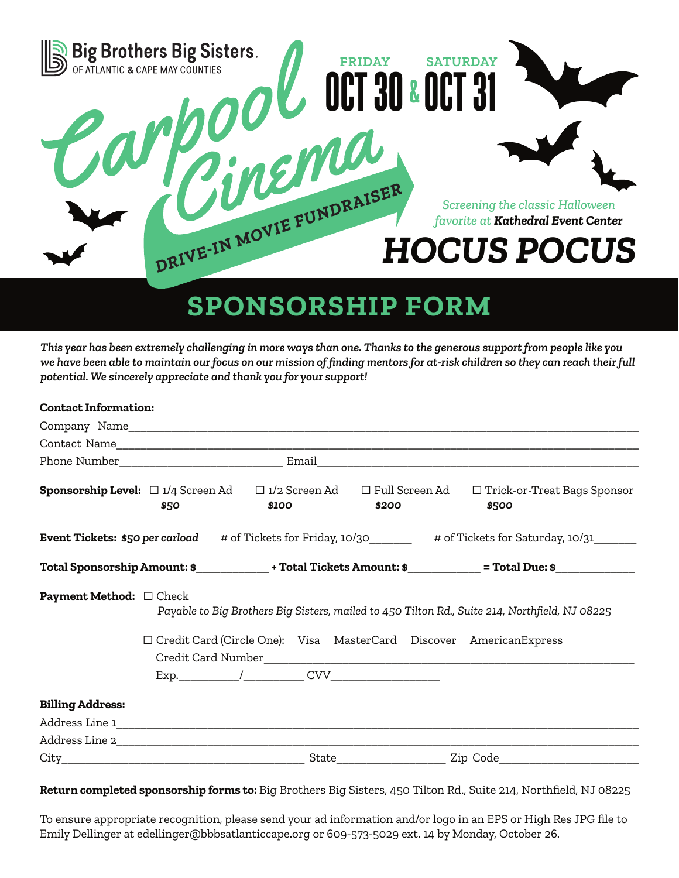Big Brothers Big Sisters.
OF ATLANTIC & CAPE MAY COUNTIES

# Carpool Cinema

DRIVE-IN MOVIE FUNDRAISER

FRIDAY **OCT 30** & SATURDAY **OCT 31**

*Screening the classic Halloween favorite at* ***Kathedral Event Center***

# *HOCUS POCUS*

## SPONSORSHIP FORM

***This year has been extremely challenging in more ways than one. Thanks to the generous support from people like you we have been able to maintain our focus on our mission of finding mentors for at-risk children so they can reach their full potential. We sincerely appreciate and thank you for your support!***

**Contact Information:**

Company Name_______________________________________________

Contact Name_______________________________________________

Phone Number__________________________ Email__________________________

**Sponsorship Level:** ☐ 1/4 Screen Ad ***$50*** ☐ 1/2 Screen Ad ***$100*** ☐ Full Screen Ad ***$200*** ☐ Trick-or-Treat Bags Sponsor ***$500***

**Event Tickets: *$50 per carload*** # of Tickets for Friday, 10/30_______ # of Tickets for Saturday, 10/31_______

**Total Sponsorship Amount: $____________ + Total Tickets Amount: $____________ = Total Due: $_____________**

**Payment Method:** ☐ Check

*Payable to Big Brothers Big Sisters, mailed to 450 Tilton Rd., Suite 214, Northfield, NJ 08225*

☐ Credit Card (Circle One): Visa MasterCard Discover AmericanExpress

Credit Card Number_______________________________________________

Exp.__________/__________ CVV__________________

**Billing Address:**

Address Line 1_______________________________________________

Address Line 2_______________________________________________

City__________________________ State__________________ Zip Code__________________

**Return completed sponsorship forms to:** Big Brothers Big Sisters, 450 Tilton Rd., Suite 214, Northfield, NJ 08225

To ensure appropriate recognition, please send your ad information and/or logo in an EPS or High Res JPG file to Emily Dellinger at edellinger@bbbsatlanticcape.org or 609-573-5029 ext. 14 by Monday, October 26.